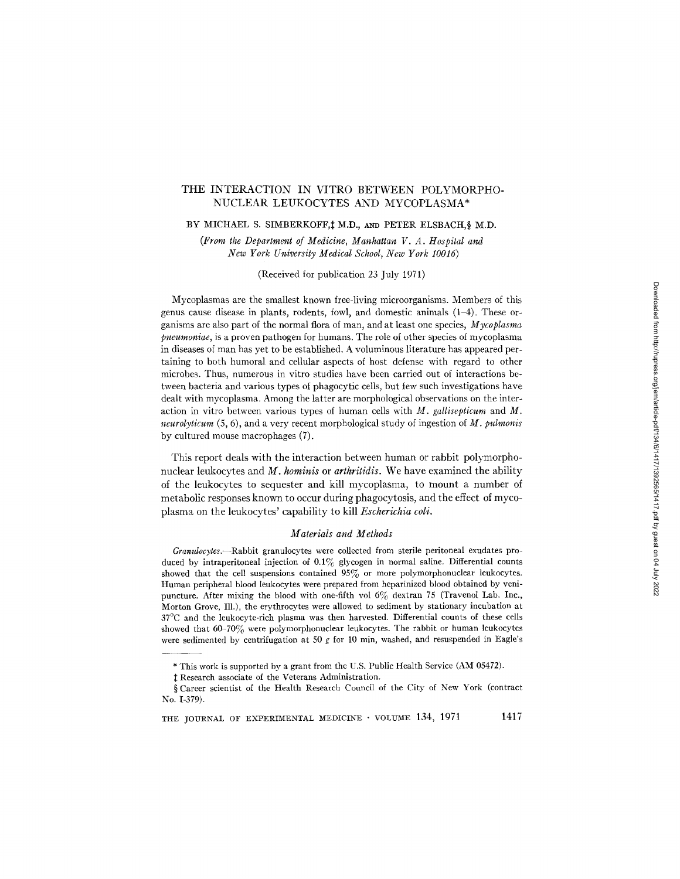# THE INTERACTION IN VITRO BETWEEN POLYMORPHONUCLEAR LEUKOCYTES AND MYCOPLASMA*

BY MICHAEL S. SIMBERKOFF,‡ M.D., AND PETER ELSBACH,§ M.D.

*(From the Department of Medicine, Manhattan V. A. Hospital and New York University Medical School, New York 10016)*

(Received for publication 23 July 1971)

Mycoplasmas are the smallest known free-living microorganisms. Members of this genus cause disease in plants, rodents, fowl, and domestic animals (1–4). These organisms are also part of the normal flora of man, and at least one species, *Mycoplasma pneumoniae*, is a proven pathogen for humans. The role of other species of mycoplasma in diseases of man has yet to be established. A voluminous literature has appeared pertaining to both humoral and cellular aspects of host defense with regard to other microbes. Thus, numerous in vitro studies have been carried out of interactions between bacteria and various types of phagocytic cells, but few such investigations have dealt with mycoplasma. Among the latter are morphological observations on the interaction in vitro between various types of human cells with *M. gallisepticum* and *M. neurolyticum* (5, 6), and a very recent morphological study of ingestion of *M. pulmonis* by cultured mouse macrophages (7).

This report deals with the interaction between human or rabbit polymorphonuclear leukocytes and *M. hominis* or *arthritidis*. We have examined the ability of the leukocytes to sequester and kill mycoplasma, to mount a number of metabolic responses known to occur during phagocytosis, and the effect of mycoplasma on the leukocytes' capability to kill *Escherichia coli*.

## *Materials and Methods*

*Granulocytes.*—Rabbit granulocytes were collected from sterile peritoneal exudates produced by intraperitoneal injection of 0.1% glycogen in normal saline. Differential counts showed that the cell suspensions contained 95% or more polymorphonuclear leukocytes. Human peripheral blood leukocytes were prepared from heparinized blood obtained by venipuncture. After mixing the blood with one-fifth vol 6% dextran 75 (Travenol Lab. Inc., Morton Grove, Ill.), the erythrocytes were allowed to sediment by stationary incubation at 37°C and the leukocyte-rich plasma was then harvested. Differential counts of these cells showed that 60–70% were polymorphonuclear leukocytes. The rabbit or human leukocytes were sedimented by centrifugation at 50 *g* for 10 min, washed, and resuspended in Eagle's

---

\* This work is supported by a grant from the U.S. Public Health Service (AM 05472).

‡ Research associate of the Veterans Administration.

§ Career scientist of the Health Research Council of the City of New York (contract No. I-379).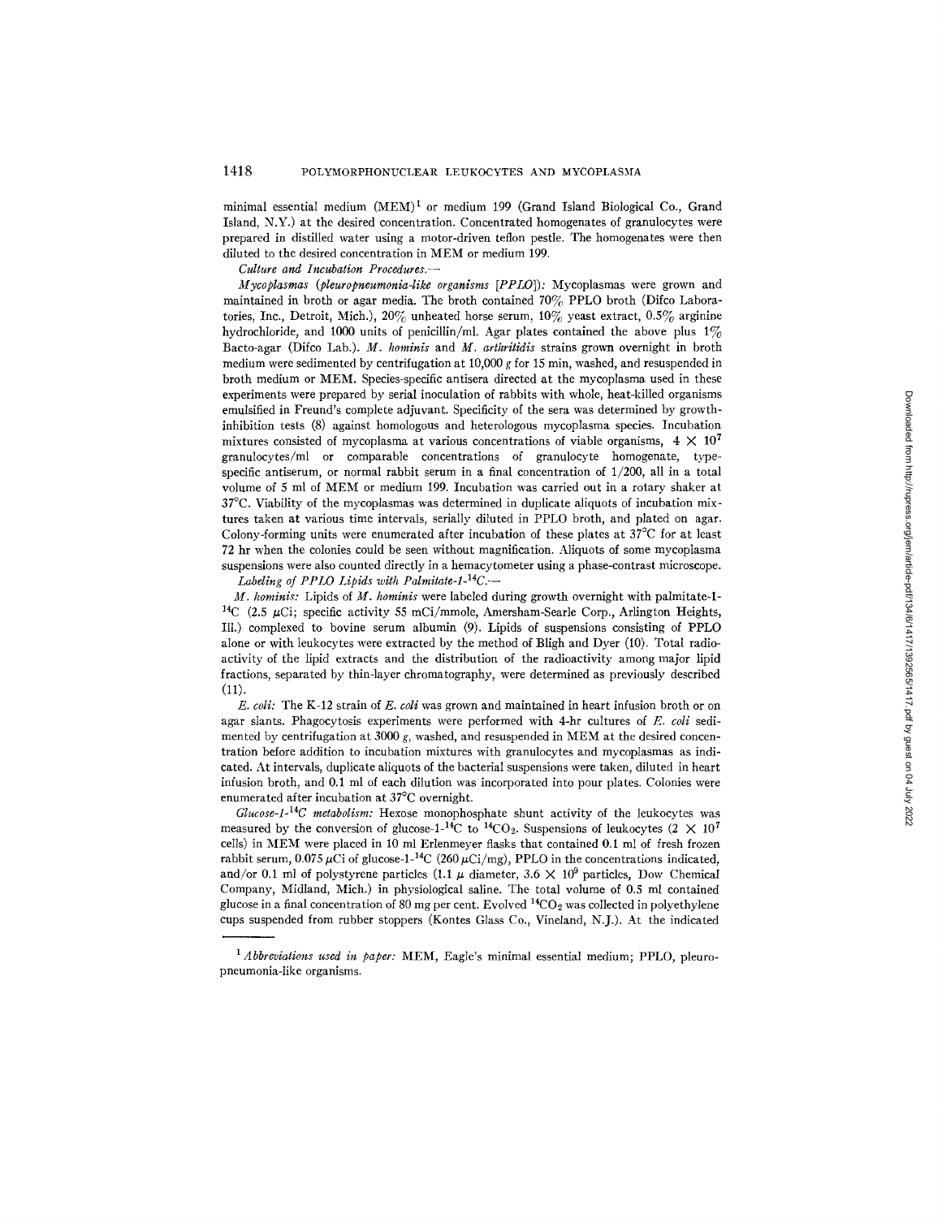minimal essential medium (MEM)[1] or medium 199 (Grand Island Biological Co., Grand Island, N.Y.) at the desired concentration. Concentrated homogenates of granulocytes were prepared in distilled water using a motor-driven teflon pestle. The homogenates were then diluted to the desired concentration in MEM or medium 199.

*Culture and Incubation Procedures.—*

*Mycoplasmas (pleuropneumonia-like organisms [PPLO]):* Mycoplasmas were grown and maintained in broth or agar media. The broth contained 70% PPLO broth (Difco Laboratories, Inc., Detroit, Mich.), 20% unheated horse serum, 10% yeast extract, 0.5% arginine hydrochloride, and 1000 units of penicillin/ml. Agar plates contained the above plus 1% Bacto-agar (Difco Lab.). *M. hominis* and *M. arthritidis* strains grown overnight in broth medium were sedimented by centrifugation at 10,000 *g* for 15 min, washed, and resuspended in broth medium or MEM. Species-specific antisera directed at the mycoplasma used in these experiments were prepared by serial inoculation of rabbits with whole, heat-killed organisms emulsified in Freund's complete adjuvant. Specificity of the sera was determined by growth-inhibition tests (8) against homologous and heterologous mycoplasma species. Incubation mixtures consisted of mycoplasma at various concentrations of viable organisms, $4 \times 10^7$ granulocytes/ml or comparable concentrations of granulocyte homogenate, type-specific antiserum, or normal rabbit serum in a final concentration of 1/200, all in a total volume of 5 ml of MEM or medium 199. Incubation was carried out in a rotary shaker at 37°C. Viability of the mycoplasmas was determined in duplicate aliquots of incubation mixtures taken at various time intervals, serially diluted in PPLO broth, and plated on agar. Colony-forming units were enumerated after incubation of these plates at 37°C for at least 72 hr when the colonies could be seen without magnification. Aliquots of some mycoplasma suspensions were also counted directly in a hemacytometer using a phase-contrast microscope.

*Labeling of PPLO Lipids with Palmitate-1-$^{14}C$.—*

*M. hominis:* Lipids of *M. hominis* were labeled during growth overnight with palmitate-1-$^{14}C$ (2.5 $\mu$Ci; specific activity 55 mCi/mmole, Amersham-Searle Corp., Arlington Heights, Ill.) complexed to bovine serum albumin (9). Lipids of suspensions consisting of PPLO alone or with leukocytes were extracted by the method of Bligh and Dyer (10). Total radioactivity of the lipid extracts and the distribution of the radioactivity among major lipid fractions, separated by thin-layer chromatography, were determined as previously described (11).

*E. coli:* The K-12 strain of *E. coli* was grown and maintained in heart infusion broth or on agar slants. Phagocytosis experiments were performed with 4-hr cultures of *E. coli* sedimented by centrifugation at 3000 *g*, washed, and resuspended in MEM at the desired concentration before addition to incubation mixtures with granulocytes and mycoplasmas as indicated. At intervals, duplicate aliquots of the bacterial suspensions were taken, diluted in heart infusion broth, and 0.1 ml of each dilution was incorporated into pour plates. Colonies were enumerated after incubation at 37°C overnight.

*Glucose-1-$^{14}C$ metabolism:* Hexose monophosphate shunt activity of the leukocytes was measured by the conversion of glucose-1-$^{14}C$ to $^{14}CO_2$. Suspensions of leukocytes ($2 \times 10^7$ cells) in MEM were placed in 10 ml Erlenmeyer flasks that contained 0.1 ml of fresh frozen rabbit serum, 0.075 $\mu$Ci of glucose-1-$^{14}C$ (260 $\mu$Ci/mg), PPLO in the concentrations indicated, and/or 0.1 ml of polystyrene particles (1.1 $\mu$ diameter, $3.6 \times 10^9$ particles, Dow Chemical Company, Midland, Mich.) in physiological saline. The total volume of 0.5 ml contained glucose in a final concentration of 80 mg per cent. Evolved $^{14}CO_2$ was collected in polyethylene cups suspended from rubber stoppers (Kontes Glass Co., Vineland, N.J.). At the indicated

[1] *Abbreviations used in paper:* MEM, Eagle's minimal essential medium; PPLO, pleuropneumonia-like organisms.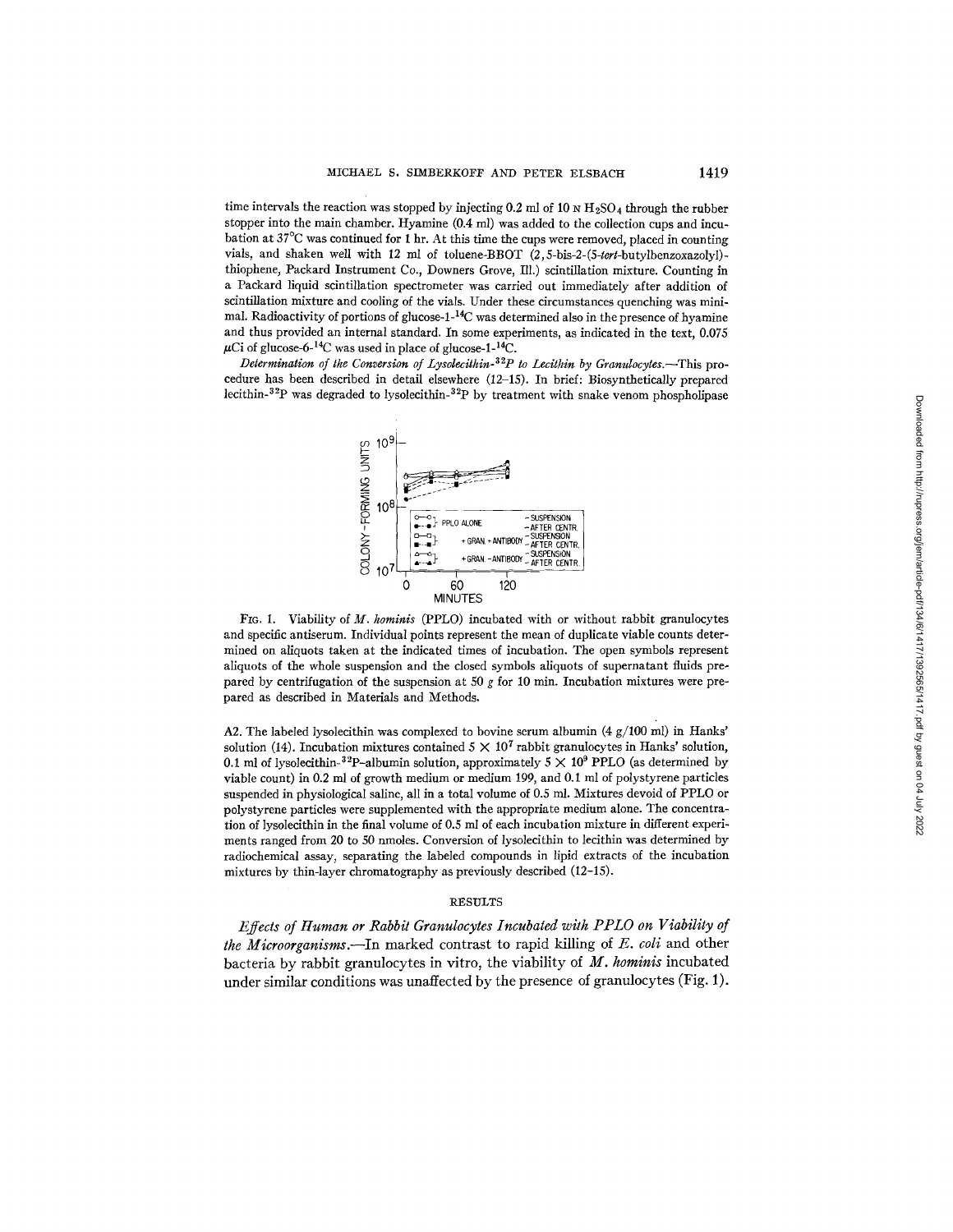time intervals the reaction was stopped by injecting 0.2 ml of 10 N $H_2SO_4$ through the rubber stopper into the main chamber. Hyamine (0.4 ml) was added to the collection cups and incubation at 37°C was continued for 1 hr. At this time the cups were removed, placed in counting vials, and shaken well with 12 ml of toluene-BBOT (2,5-bis-2-(5-*tert*-butylbenzoxazolyl)-thiophene, Packard Instrument Co., Downers Grove, Ill.) scintillation mixture. Counting in a Packard liquid scintillation spectrometer was carried out immediately after addition of scintillation mixture and cooling of the vials. Under these circumstances quenching was minimal. Radioactivity of portions of glucose-1-$^{14}$C was determined also in the presence of hyamine and thus provided an internal standard. In some experiments, as indicated in the text, 0.075 $\mu$Ci of glucose-6-$^{14}$C was used in place of glucose-1-$^{14}$C.

*Determination of the Conversion of Lysolecithin-$^{32}$P to Lecithin by Granulocytes.*—This procedure has been described in detail elsewhere (12–15). In brief: Biosynthetically prepared lecithin-$^{32}$P was degraded to lysolecithin-$^{32}$P by treatment with snake venom phospholipase A2. The labeled lysolecithin was complexed to bovine serum albumin (4 g/100 ml) in Hanks' solution (14). Incubation mixtures contained $5 \times 10^7$ rabbit granulocytes in Hanks' solution, 0.1 ml of lysolecithin-$^{32}$P-albumin solution, approximately $5 \times 10^9$ PPLO (as determined by viable count) in 0.2 ml of growth medium or medium 199, and 0.1 ml of polystyrene particles suspended in physiological saline, all in a total volume of 0.5 ml. Mixtures devoid of PPLO or polystyrene particles were supplemented with the appropriate medium alone. The concentration of lysolecithin in the final volume of 0.5 ml of each incubation mixture in different experiments ranged from 20 to 50 nmoles. Conversion of lysolecithin to lecithin was determined by radiochemical assay, separating the labeled compounds in lipid extracts of the incubation mixtures by thin-layer chromatography as previously described (12–15).

FIG. 1. Viability of *M. hominis* (PPLO) incubated with or without rabbit granulocytes and specific antiserum. Individual points represent the mean of duplicate viable counts determined on aliquots taken at the indicated times of incubation. The open symbols represent aliquots of the whole suspension and the closed symbols aliquots of supernatant fluids prepared by centrifugation of the suspension at 50 *g* for 10 min. Incubation mixtures were prepared as described in Materials and Methods.

## RESULTS

*Effects of Human or Rabbit Granulocytes Incubated with PPLO on Viability of the Microorganisms.*—In marked contrast to rapid killing of *E. coli* and other bacteria by rabbit granulocytes in vitro, the viability of *M. hominis* incubated under similar conditions was unaffected by the presence of granulocytes (Fig. 1).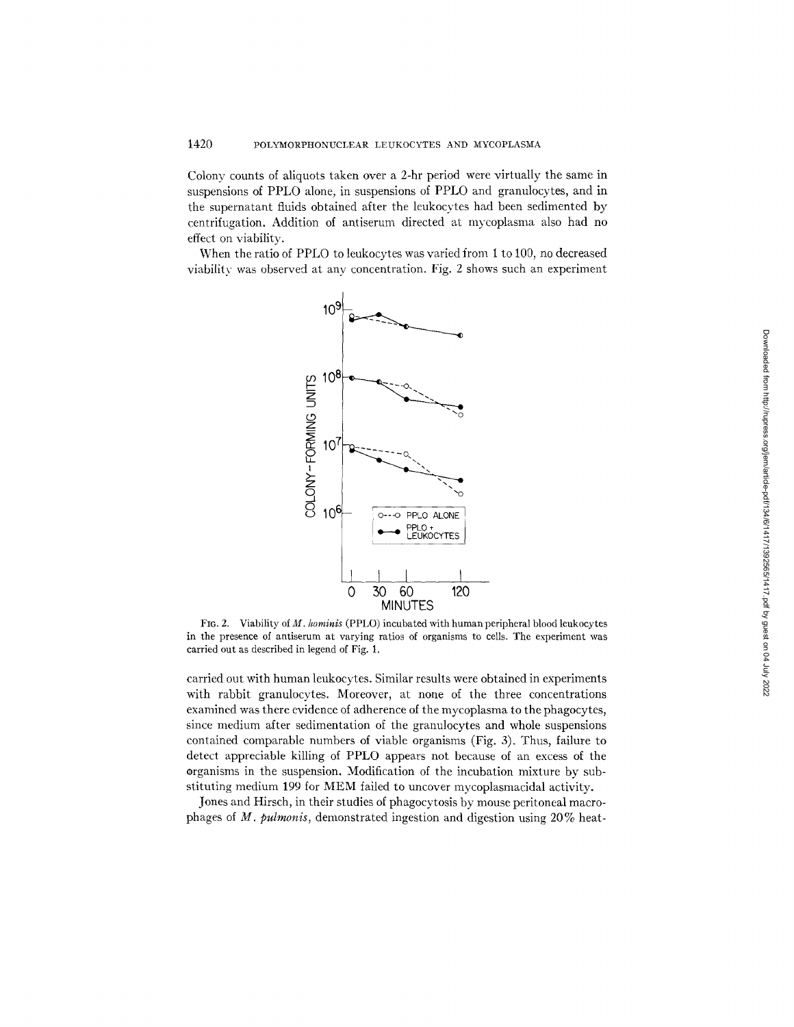Colony counts of aliquots taken over a 2-hr period were virtually the same in suspensions of PPLO alone, in suspensions of PPLO and granulocytes, and in the supernatant fluids obtained after the leukocytes had been sedimented by centrifugation. Addition of antiserum directed at mycoplasma also had no effect on viability.

When the ratio of PPLO to leukocytes was varied from 1 to 100, no decreased viability was observed at any concentration. Fig. 2 shows such an experiment

FIG. 2. Viability of *M. hominis* (PPLO) incubated with human peripheral blood leukocytes in the presence of antiserum at varying ratios of organisms to cells. The experiment was carried out as described in legend of Fig. 1.

carried out with human leukocytes. Similar results were obtained in experiments with rabbit granulocytes. Moreover, at none of the three concentrations examined was there evidence of adherence of the mycoplasma to the phagocytes, since medium after sedimentation of the granulocytes and whole suspensions contained comparable numbers of viable organisms (Fig. 3). Thus, failure to detect appreciable killing of PPLO appears not because of an excess of the organisms in the suspension. Modification of the incubation mixture by substituting medium 199 for MEM failed to uncover mycoplasmacidal activity.

Jones and Hirsch, in their studies of phagocytosis by mouse peritoneal macrophages of *M. pulmonis*, demonstrated ingestion and digestion using 20% heat-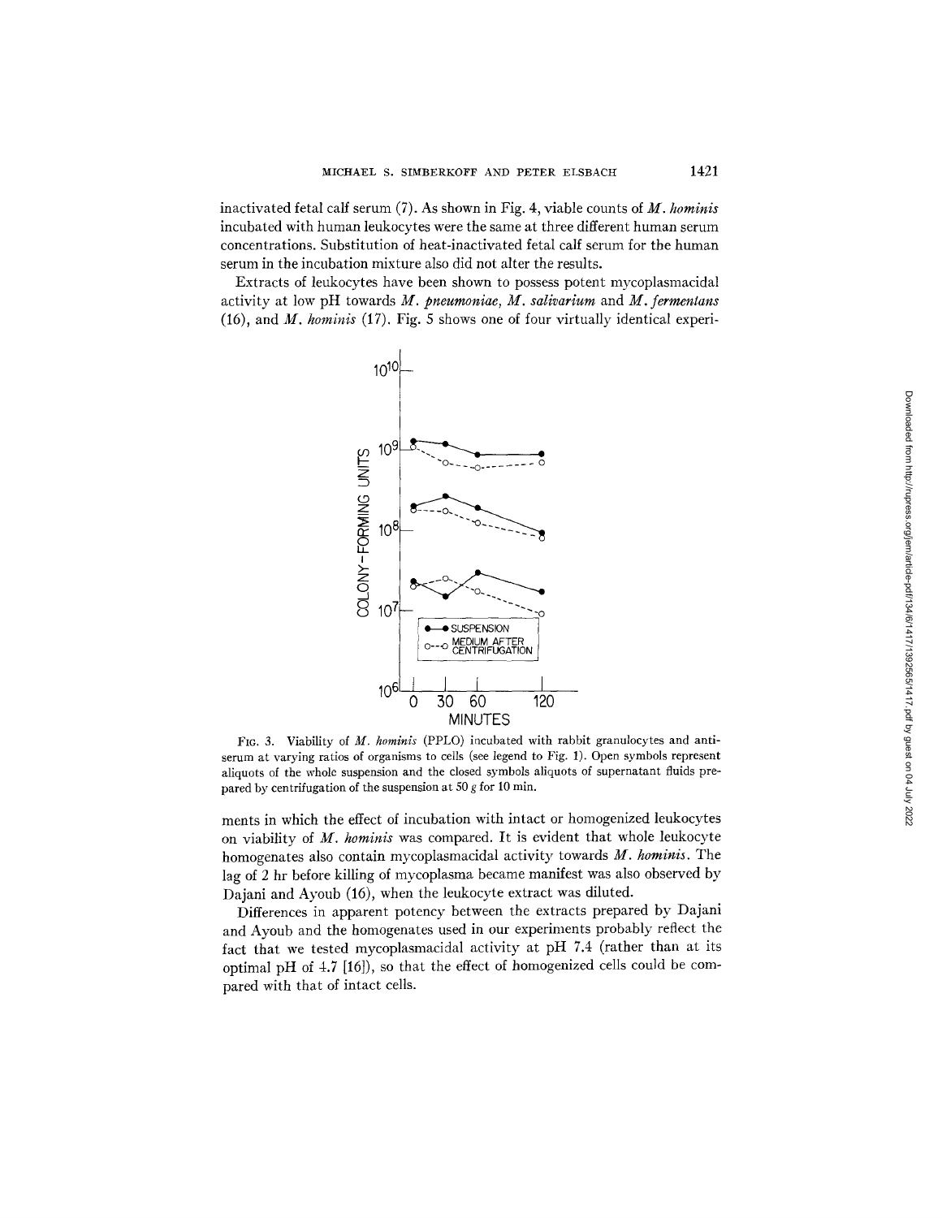inactivated fetal calf serum (7). As shown in Fig. 4, viable counts of *M. hominis* incubated with human leukocytes were the same at three different human serum concentrations. Substitution of heat-inactivated fetal calf serum for the human serum in the incubation mixture also did not alter the results.

Extracts of leukocytes have been shown to possess potent mycoplasmacidal activity at low pH towards *M. pneumoniae*, *M. salivarium* and *M. fermentans* (16), and *M. hominis* (17). Fig. 5 shows one of four virtually identical experiments in which the effect of incubation with intact or homogenized leukocytes on viability of *M. hominis* was compared. It is evident that whole leukocyte homogenates also contain mycoplasmacidal activity towards *M. hominis*. The lag of 2 hr before killing of mycoplasma became manifest was also observed by Dajani and Ayoub (16), when the leukocyte extract was diluted.

FIG. 3. Viability of *M. hominis* (PPLO) incubated with rabbit granulocytes and antiserum at varying ratios of organisms to cells (see legend to Fig. 1). Open symbols represent aliquots of the whole suspension and the closed symbols aliquots of supernatant fluids prepared by centrifugation of the suspension at 50 *g* for 10 min.

Differences in apparent potency between the extracts prepared by Dajani and Ayoub and the homogenates used in our experiments probably reflect the fact that we tested mycoplasmacidal activity at pH 7.4 (rather than at its optimal pH of 4.7 [16]), so that the effect of homogenized cells could be compared with that of intact cells.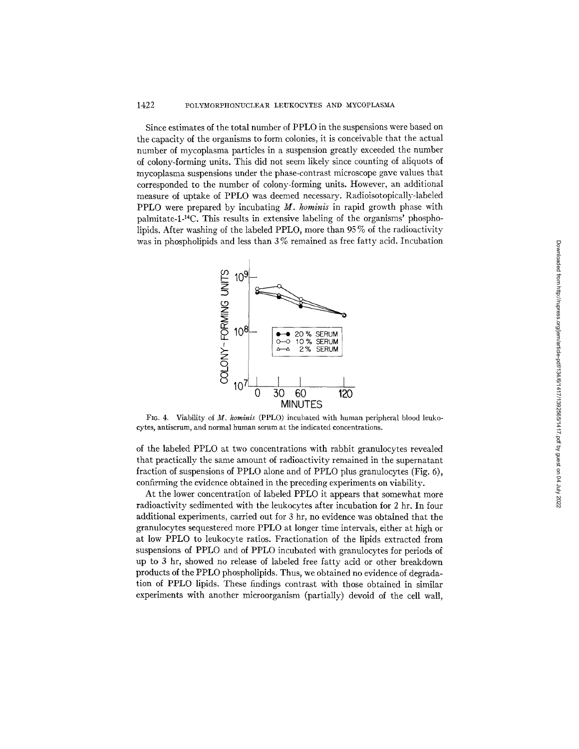Since estimates of the total number of PPLO in the suspensions were based on the capacity of the organisms to form colonies, it is conceivable that the actual number of mycoplasma particles in a suspension greatly exceeded the number of colony-forming units. This did not seem likely since counting of aliquots of mycoplasma suspensions under the phase-contrast microscope gave values that corresponded to the number of colony-forming units. However, an additional measure of uptake of PPLO was deemed necessary. Radioisotopically-labeled PPLO were prepared by incubating *M. hominis* in rapid growth phase with palmitate-1-$^{14}$C. This results in extensive labeling of the organisms' phospholipids. After washing of the labeled PPLO, more than 95% of the radioactivity was in phospholipids and less than 3% remained as free fatty acid. Incubation of the labeled PPLO at two concentrations with rabbit granulocytes revealed that practically the same amount of radioactivity remained in the supernatant fraction of suspensions of PPLO alone and of PPLO plus granulocytes (Fig. 6), confirming the evidence obtained in the preceding experiments on viability.

FIG. 4. Viability of *M. hominis* (PPLO) incubated with human peripheral blood leukocytes, antiserum, and normal human serum at the indicated concentrations.

At the lower concentration of labeled PPLO it appears that somewhat more radioactivity sedimented with the leukocytes after incubation for 2 hr. In four additional experiments, carried out for 3 hr, no evidence was obtained that the granulocytes sequestered more PPLO at longer time intervals, either at high or at low PPLO to leukocyte ratios. Fractionation of the lipids extracted from suspensions of PPLO and of PPLO incubated with granulocytes for periods of up to 3 hr, showed no release of labeled free fatty acid or other breakdown products of the PPLO phospholipids. Thus, we obtained no evidence of degradation of PPLO lipids. These findings contrast with those obtained in similar experiments with another microorganism (partially) devoid of the cell wall,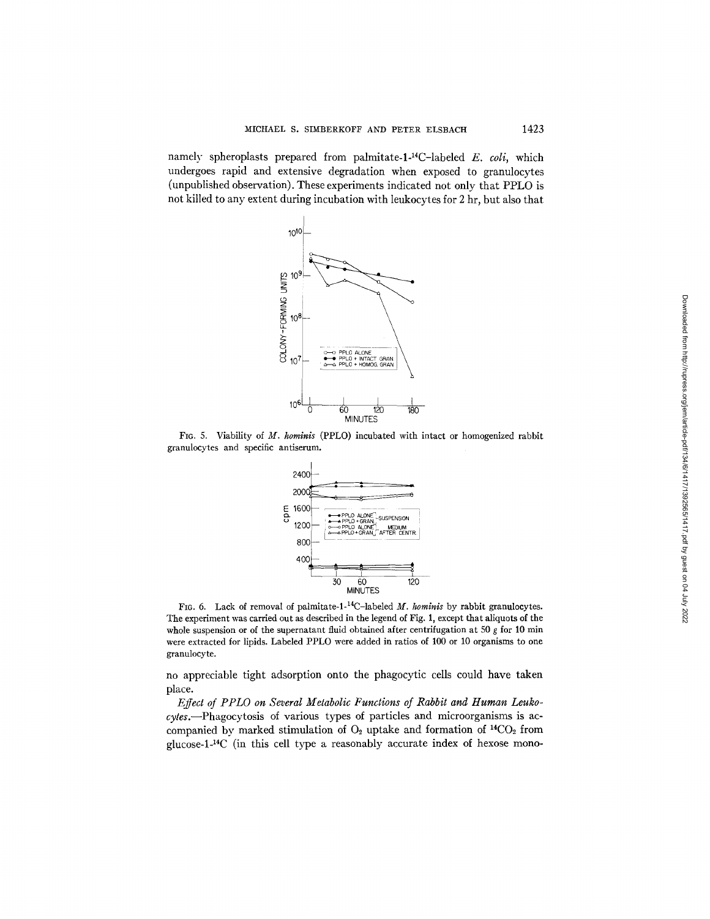namely spheroplasts prepared from palmitate-1-$^{14}$C–labeled *E. coli*, which undergoes rapid and extensive degradation when exposed to granulocytes (unpublished observation). These experiments indicated not only that PPLO is not killed to any extent during incubation with leukocytes for 2 hr, but also that

FIG. 5. Viability of *M. hominis* (PPLO) incubated with intact or homogenized rabbit granulocytes and specific antiserum.

FIG. 6. Lack of removal of palmitate-1-$^{14}$C–labeled *M. hominis* by rabbit granulocytes. The experiment was carried out as described in the legend of Fig. 1, except that aliquots of the whole suspension or of the supernatant fluid obtained after centrifugation at 50 *g* for 10 min were extracted for lipids. Labeled PPLO were added in ratios of 100 or 10 organisms to one granulocyte.

no appreciable tight adsorption onto the phagocytic cells could have taken place.

*Effect of PPLO on Several Metabolic Functions of Rabbit and Human Leukocytes.*—Phagocytosis of various types of particles and microorganisms is accompanied by marked stimulation of $O_2$ uptake and formation of $^{14}CO_2$ from glucose-1-$^{14}$C (in this cell type a reasonably accurate index of hexose mono-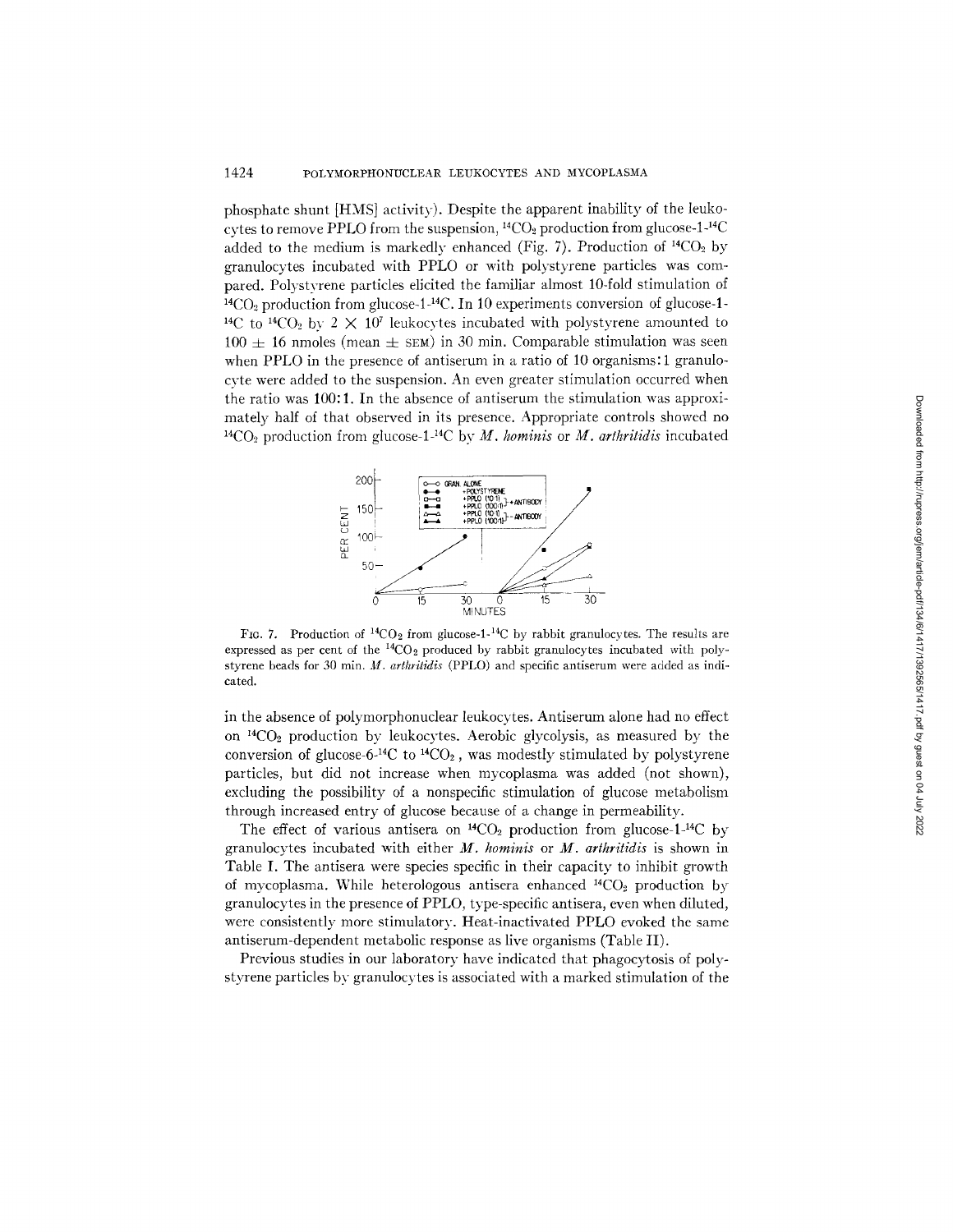phosphate shunt [HMS] activity). Despite the apparent inability of the leukocytes to remove PPLO from the suspension, $^{14}CO_2$ production from glucose-1-$^{14}C$ added to the medium is markedly enhanced (Fig. 7). Production of $^{14}CO_2$ by granulocytes incubated with PPLO or with polystyrene particles was compared. Polystyrene particles elicited the familiar almost 10-fold stimulation of $^{14}CO_2$ production from glucose-1-$^{14}C$. In 10 experiments conversion of glucose-1-$^{14}C$ to $^{14}CO_2$ by $2 \times 10^7$ leukocytes incubated with polystyrene amounted to $100 \pm 16$ nmoles (mean $\pm$ SEM) in 30 min. Comparable stimulation was seen when PPLO in the presence of antiserum in a ratio of 10 organisms:1 granulocyte were added to the suspension. An even greater stimulation occurred when the ratio was 100:1. In the absence of antiserum the stimulation was approximately half of that observed in its presence. Appropriate controls showed no $^{14}CO_2$ production from glucose-1-$^{14}C$ by *M. hominis* or *M. arthritidis* incubated

FIG. 7. Production of $^{14}CO_2$ from glucose-1-$^{14}C$ by rabbit granulocytes. The results are expressed as per cent of the $^{14}CO_2$ produced by rabbit granulocytes incubated with polystyrene beads for 30 min. *M. arthritidis* (PPLO) and specific antiserum were added as indicated.

in the absence of polymorphonuclear leukocytes. Antiserum alone had no effect on $^{14}CO_2$ production by leukocytes. Aerobic glycolysis, as measured by the conversion of glucose-6-$^{14}C$ to $^{14}CO_2$, was modestly stimulated by polystyrene particles, but did not increase when mycoplasma was added (not shown), excluding the possibility of a nonspecific stimulation of glucose metabolism through increased entry of glucose because of a change in permeability.

The effect of various antisera on $^{14}CO_2$ production from glucose-1-$^{14}C$ by granulocytes incubated with either *M. hominis* or *M. arthritidis* is shown in Table I. The antisera were species specific in their capacity to inhibit growth of mycoplasma. While heterologous antisera enhanced $^{14}CO_2$ production by granulocytes in the presence of PPLO, type-specific antisera, even when diluted, were consistently more stimulatory. Heat-inactivated PPLO evoked the same antiserum-dependent metabolic response as live organisms (Table II).

Previous studies in our laboratory have indicated that phagocytosis of polystyrene particles by granulocytes is associated with a marked stimulation of the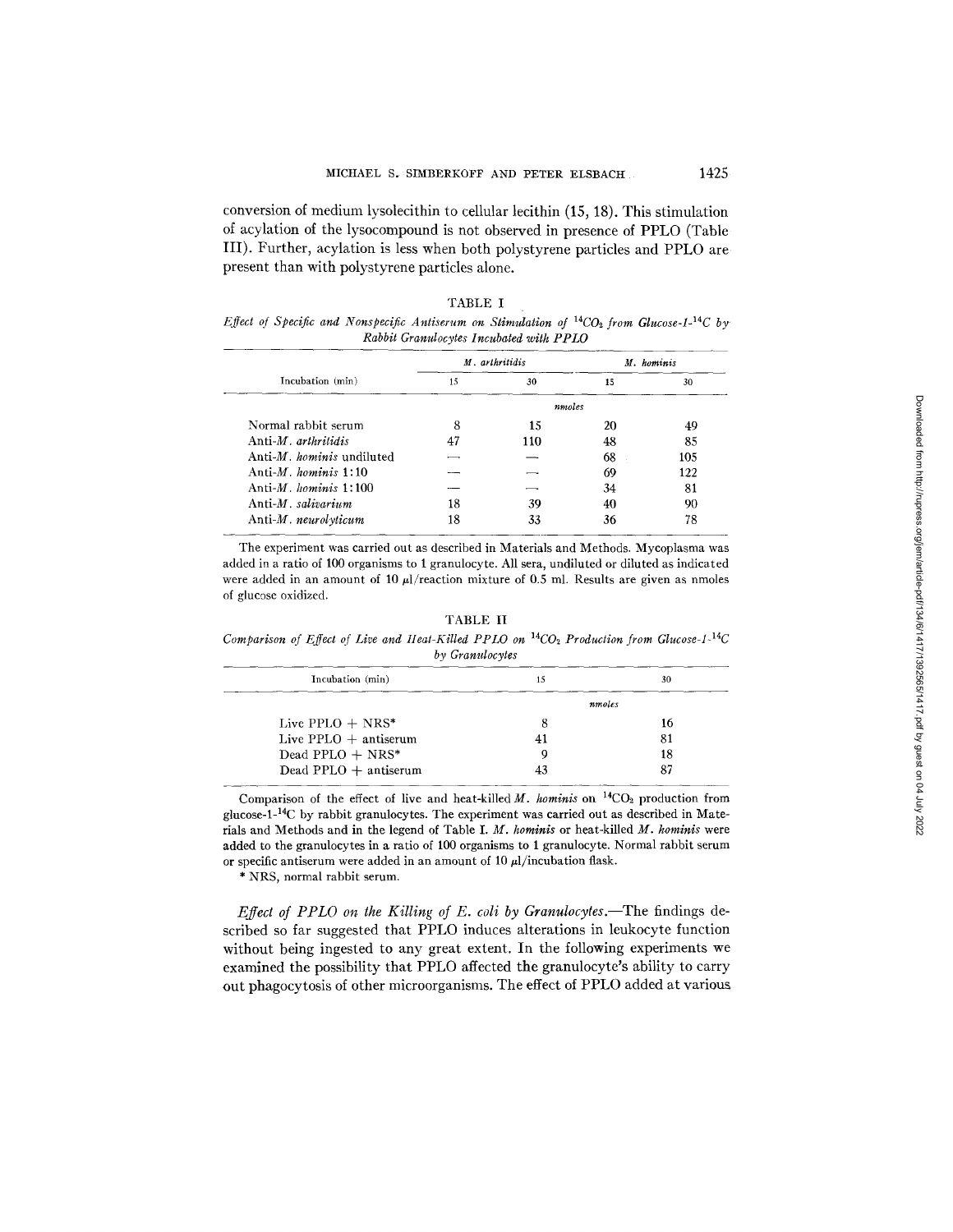conversion of medium lysolecithin to cellular lecithin (15, 18). This stimulation of acylation of the lysocompound is not observed in presence of PPLO (Table III). Further, acylation is less when both polystyrene particles and PPLO are present than with polystyrene particles alone.

TABLE I

*Effect of Specific and Nonspecific Antiserum on Stimulation of $^{14}CO_2$ from Glucose-1-$^{14}C$ by Rabbit Granulocytes Incubated with PPLO*

| Incubation (min) | *M. arthritidis* | | *M. hominis* | |
|---|---|---|---|---|
| | 15 | 30 | 15 | 30 |
| | *nmoles* | | | |
| Normal rabbit serum | 8 | 15 | 20 | 49 |
| Anti-*M. arthritidis* | 47 | 110 | 48 | 85 |
| Anti-*M. hominis* undiluted | — | — | 68 | 105 |
| Anti-*M. hominis* 1:10 | — | — | 69 | 122 |
| Anti-*M. hominis* 1:100 | — | — | 34 | 81 |
| Anti-*M. salivarium* | 18 | 39 | 40 | 90 |
| Anti-*M. neurolyticum* | 18 | 33 | 36 | 78 |

The experiment was carried out as described in Materials and Methods. Mycoplasma was added in a ratio of 100 organisms to 1 granulocyte. All sera, undiluted or diluted as indicated were added in an amount of 10 μl/reaction mixture of 0.5 ml. Results are given as nmoles of glucose oxidized.

TABLE II

*Comparison of Effect of Live and Heat-Killed PPLO on $^{14}CO_2$ Production from Glucose-1-$^{14}C$ by Granulocytes*

| Incubation (min) | 15 | 30 |
|---|---|---|
| | *nmoles* | |
| Live PPLO + NRS* | 8 | 16 |
| Live PPLO + antiserum | 41 | 81 |
| Dead PPLO + NRS* | 9 | 18 |
| Dead PPLO + antiserum | 43 | 87 |

Comparison of the effect of live and heat-killed *M. hominis* on $^{14}CO_2$ production from glucose-1-$^{14}C$ by rabbit granulocytes. The experiment was carried out as described in Materials and Methods and in the legend of Table I. *M. hominis* or heat-killed *M. hominis* were added to the granulocytes in a ratio of 100 organisms to 1 granulocyte. Normal rabbit serum or specific antiserum were added in an amount of 10 μl/incubation flask.

\* NRS, normal rabbit serum.

*Effect of PPLO on the Killing of E. coli by Granulocytes.*—The findings described so far suggested that PPLO induces alterations in leukocyte function without being ingested to any great extent. In the following experiments we examined the possibility that PPLO affected the granulocyte's ability to carry out phagocytosis of other microorganisms. The effect of PPLO added at various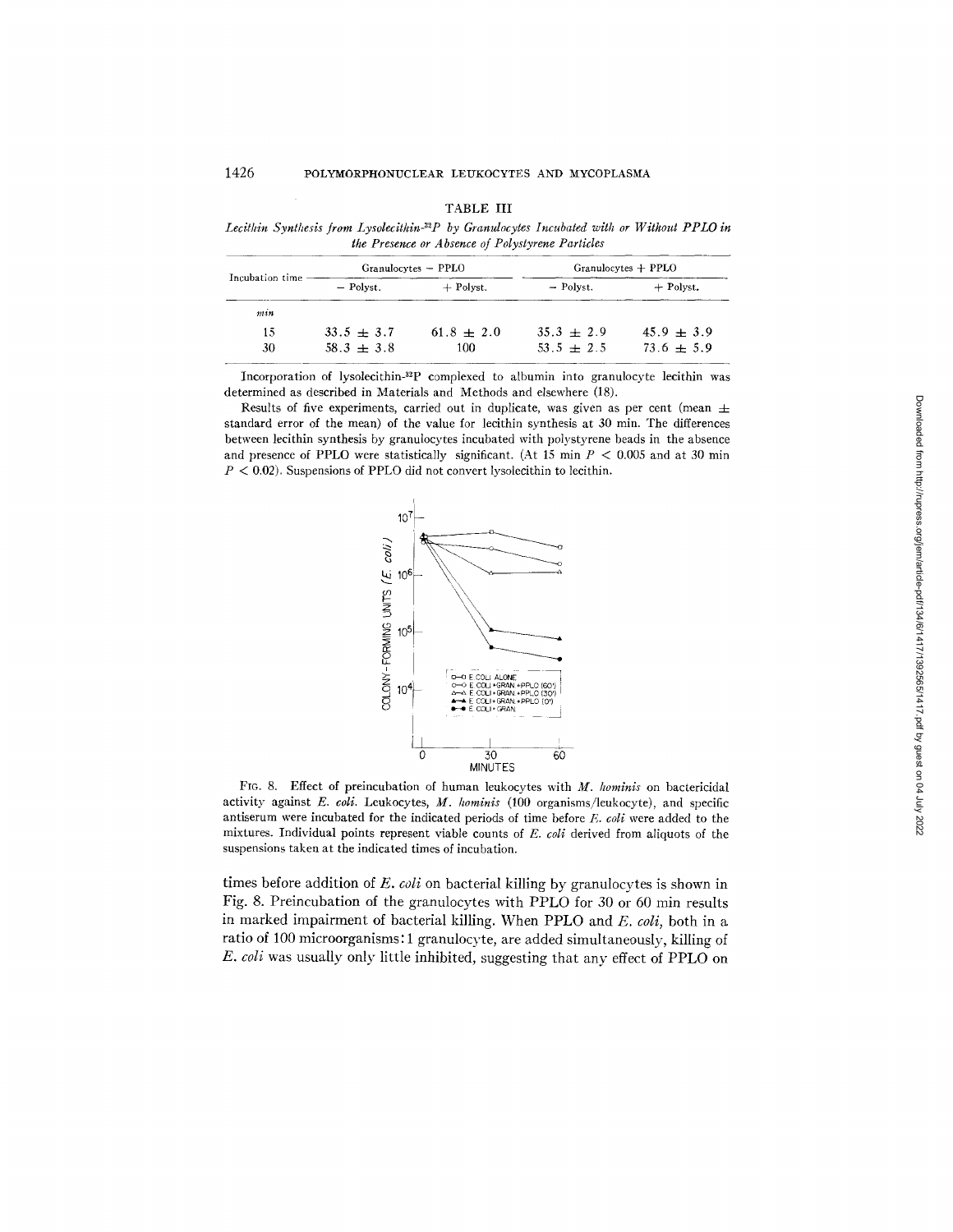TABLE III

*Lecithin Synthesis from Lysolecithin-$^{32}$P by Granulocytes Incubated with or Without PPLO in the Presence or Absence of Polystyrene Particles*

| Incubation time | Granulocytes − PPLO | | Granulocytes + PPLO | |
|---|---|---|---|---|
| | − Polyst. | + Polyst. | − Polyst. | + Polyst. |
| *min* | | | | |
| 15 | 33.5 ± 3.7 | 61.8 ± 2.0 | 35.3 ± 2.9 | 45.9 ± 3.9 |
| 30 | 58.3 ± 3.8 | 100 | 53.5 ± 2.5 | 73.6 ± 5.9 |

Incorporation of lysolecithin-$^{32}$P complexed to albumin into granulocyte lecithin was determined as described in Materials and Methods and elsewhere (18).

Results of five experiments, carried out in duplicate, was given as per cent (mean ± standard error of the mean) of the value for lecithin synthesis at 30 min. The differences between lecithin synthesis by granulocytes incubated with polystyrene beads in the absence and presence of PPLO were statistically significant. (At 15 min $P < 0.005$ and at 30 min $P < 0.02$). Suspensions of PPLO did not convert lysolecithin to lecithin.

FIG. 8. Effect of preincubation of human leukocytes with *M. hominis* on bactericidal activity against *E. coli*. Leukocytes, *M. hominis* (100 organisms/leukocyte), and specific antiserum were incubated for the indicated periods of time before *E. coli* were added to the mixtures. Individual points represent viable counts of *E. coli* derived from aliquots of the suspensions taken at the indicated times of incubation.

times before addition of *E. coli* on bacterial killing by granulocytes is shown in Fig. 8. Preincubation of the granulocytes with PPLO for 30 or 60 min results in marked impairment of bacterial killing. When PPLO and *E. coli*, both in a ratio of 100 microorganisms:1 granulocyte, are added simultaneously, killing of *E. coli* was usually only little inhibited, suggesting that any effect of PPLO on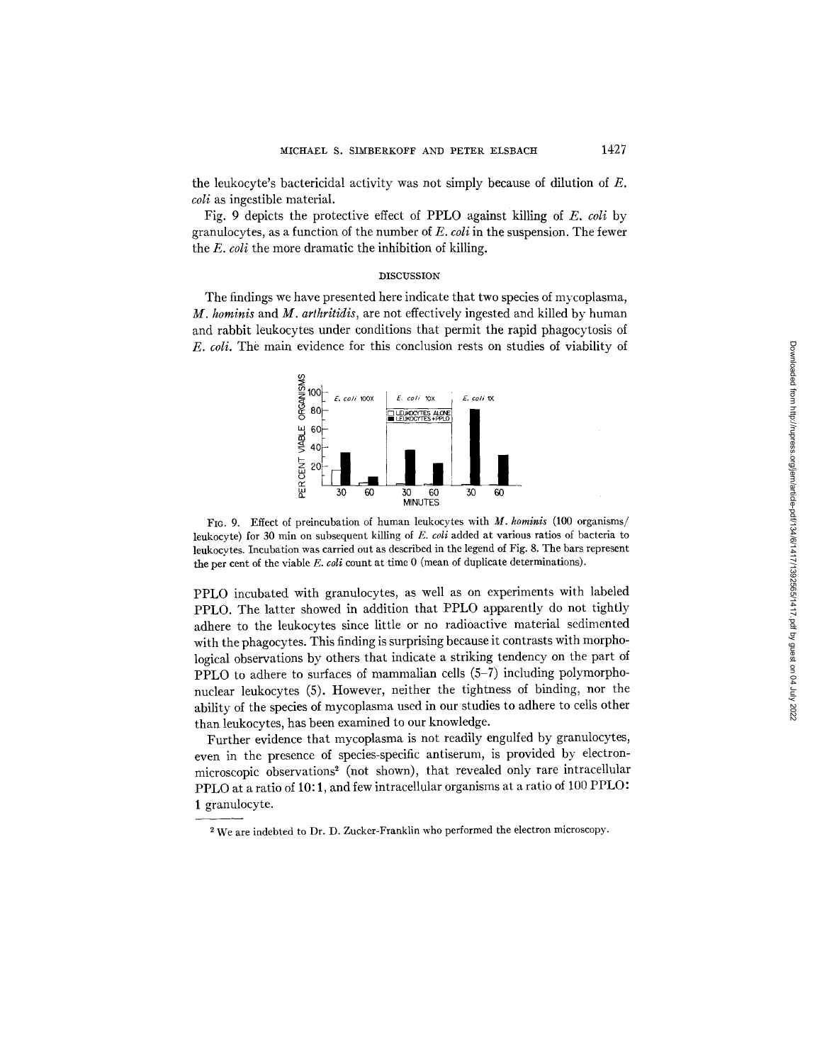the leukocyte's bactericidal activity was not simply because of dilution of *E. coli* as ingestible material.

Fig. 9 depicts the protective effect of PPLO against killing of *E. coli* by granulocytes, as a function of the number of *E. coli* in the suspension. The fewer the *E. coli* the more dramatic the inhibition of killing.

## DISCUSSION

The findings we have presented here indicate that two species of mycoplasma, *M. hominis* and *M. arthritidis*, are not effectively ingested and killed by human and rabbit leukocytes under conditions that permit the rapid phagocytosis of *E. coli*. The main evidence for this conclusion rests on studies of viability of PPLO incubated with granulocytes, as well as on experiments with labeled PPLO. The latter showed in addition that PPLO apparently do not tightly adhere to the leukocytes since little or no radioactive material sedimented with the phagocytes. This finding is surprising because it contrasts with morphological observations by others that indicate a striking tendency on the part of PPLO to adhere to surfaces of mammalian cells (5–7) including polymorphonuclear leukocytes (5). However, neither the tightness of binding, nor the ability of the species of mycoplasma used in our studies to adhere to cells other than leukocytes, has been examined to our knowledge.

FIG. 9. Effect of preincubation of human leukocytes with *M. hominis* (100 organisms/leukocyte) for 30 min on subsequent killing of *E. coli* added at various ratios of bacteria to leukocytes. Incubation was carried out as described in the legend of Fig. 8. The bars represent the per cent of the viable *E. coli* count at time 0 (mean of duplicate determinations).

Further evidence that mycoplasma is not readily engulfed by granulocytes, even in the presence of species-specific antiserum, is provided by electron-microscopic observations[2] (not shown), that revealed only rare intracellular PPLO at a ratio of 10:1, and few intracellular organisms at a ratio of 100 PPLO: 1 granulocyte.

[2] We are indebted to Dr. D. Zucker-Franklin who performed the electron microscopy.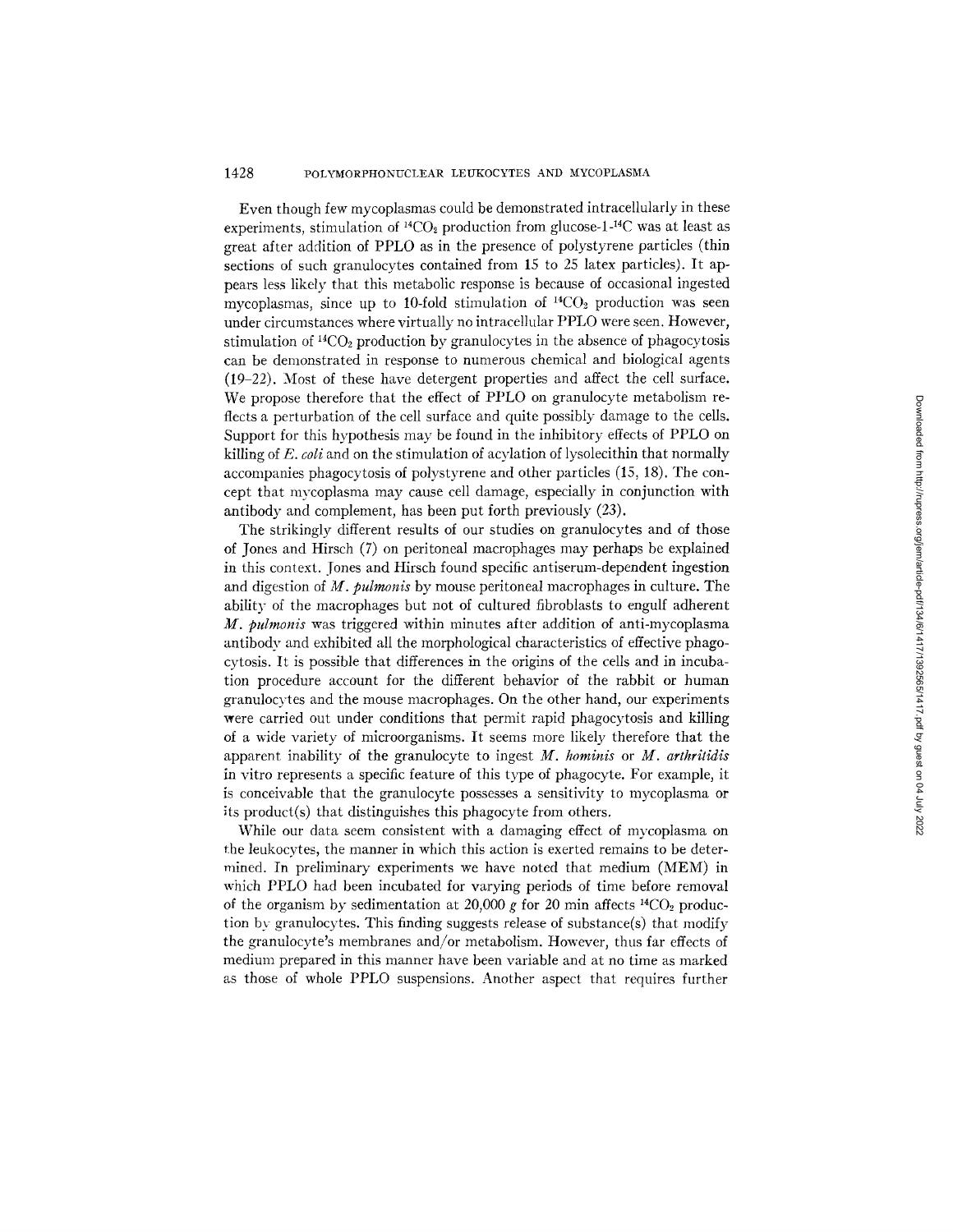Even though few mycoplasmas could be demonstrated intracellularly in these experiments, stimulation of $^{14}CO_2$ production from glucose-1-$^{14}C$ was at least as great after addition of PPLO as in the presence of polystyrene particles (thin sections of such granulocytes contained from 15 to 25 latex particles). It appears less likely that this metabolic response is because of occasional ingested mycoplasmas, since up to 10-fold stimulation of $^{14}CO_2$ production was seen under circumstances where virtually no intracellular PPLO were seen. However, stimulation of $^{14}CO_2$ production by granulocytes in the absence of phagocytosis can be demonstrated in response to numerous chemical and biological agents (19–22). Most of these have detergent properties and affect the cell surface. We propose therefore that the effect of PPLO on granulocyte metabolism reflects a perturbation of the cell surface and quite possibly damage to the cells. Support for this hypothesis may be found in the inhibitory effects of PPLO on killing of *E. coli* and on the stimulation of acylation of lysolecithin that normally accompanies phagocytosis of polystyrene and other particles (15, 18). The concept that mycoplasma may cause cell damage, especially in conjunction with antibody and complement, has been put forth previously (23).

The strikingly different results of our studies on granulocytes and of those of Jones and Hirsch (7) on peritoneal macrophages may perhaps be explained in this context. Jones and Hirsch found specific antiserum-dependent ingestion and digestion of *M. pulmonis* by mouse peritoneal macrophages in culture. The ability of the macrophages but not of cultured fibroblasts to engulf adherent *M. pulmonis* was triggered within minutes after addition of anti-mycoplasma antibody and exhibited all the morphological characteristics of effective phagocytosis. It is possible that differences in the origins of the cells and in incubation procedure account for the different behavior of the rabbit or human granulocytes and the mouse macrophages. On the other hand, our experiments were carried out under conditions that permit rapid phagocytosis and killing of a wide variety of microorganisms. It seems more likely therefore that the apparent inability of the granulocyte to ingest *M. hominis* or *M. arthritidis* in vitro represents a specific feature of this type of phagocyte. For example, it is conceivable that the granulocyte possesses a sensitivity to mycoplasma or its product(s) that distinguishes this phagocyte from others.

While our data seem consistent with a damaging effect of mycoplasma on the leukocytes, the manner in which this action is exerted remains to be determined. In preliminary experiments we have noted that medium (MEM) in which PPLO had been incubated for varying periods of time before removal of the organism by sedimentation at 20,000 *g* for 20 min affects $^{14}CO_2$ production by granulocytes. This finding suggests release of substance(s) that modify the granulocyte's membranes and/or metabolism. However, thus far effects of medium prepared in this manner have been variable and at no time as marked as those of whole PPLO suspensions. Another aspect that requires further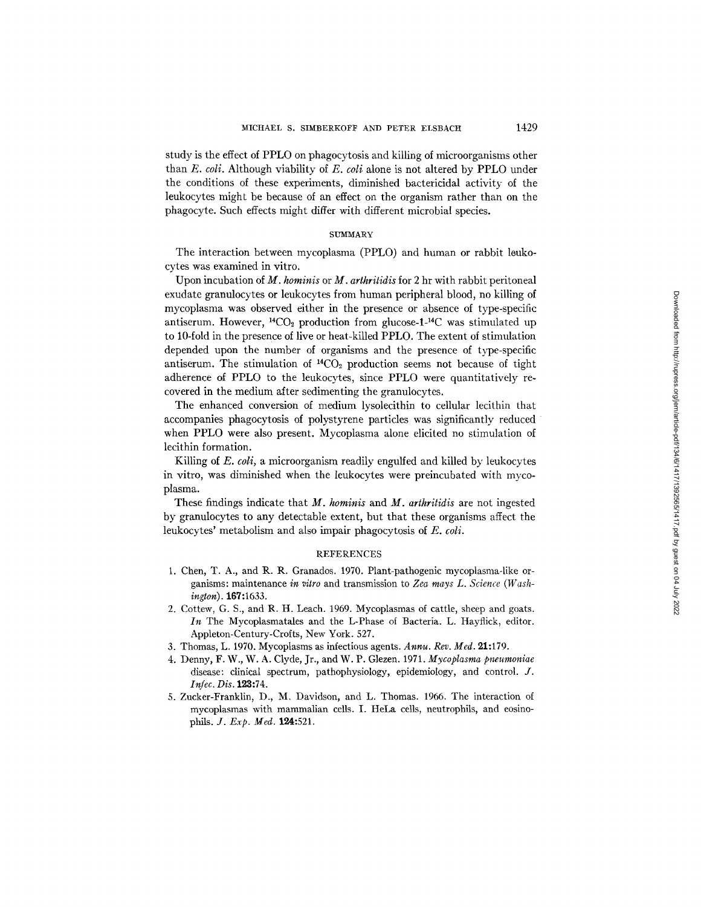study is the effect of PPLO on phagocytosis and killing of microorganisms other than *E. coli*. Although viability of *E. coli* alone is not altered by PPLO under the conditions of these experiments, diminished bactericidal activity of the leukocytes might be because of an effect on the organism rather than on the phagocyte. Such effects might differ with different microbial species.

## SUMMARY

The interaction between mycoplasma (PPLO) and human or rabbit leukocytes was examined in vitro.

Upon incubation of *M. hominis* or *M. arthritidis* for 2 hr with rabbit peritoneal exudate granulocytes or leukocytes from human peripheral blood, no killing of mycoplasma was observed either in the presence or absence of type-specific antiserum. However, $^{14}CO_2$ production from glucose-1-$^{14}$C was stimulated up to 10-fold in the presence of live or heat-killed PPLO. The extent of stimulation depended upon the number of organisms and the presence of type-specific antiserum. The stimulation of $^{14}CO_2$ production seems not because of tight adherence of PPLO to the leukocytes, since PPLO were quantitatively recovered in the medium after sedimenting the granulocytes.

The enhanced conversion of medium lysolecithin to cellular lecithin that accompanies phagocytosis of polystyrene particles was significantly reduced when PPLO were also present. Mycoplasma alone elicited no stimulation of lecithin formation.

Killing of *E. coli*, a microorganism readily engulfed and killed by leukocytes in vitro, was diminished when the leukocytes were preincubated with mycoplasma.

These findings indicate that *M. hominis* and *M. arthritidis* are not ingested by granulocytes to any detectable extent, but that these organisms affect the leukocytes' metabolism and also impair phagocytosis of *E. coli*.

## REFERENCES

1. Chen, T. A., and R. R. Granados. 1970. Plant-pathogenic mycoplasma-like organisms: maintenance *in vitro* and transmission to *Zea mays L. Science (Washington).* **167**:1633.
2. Cottew, G. S., and R. H. Leach. 1969. Mycoplasmas of cattle, sheep and goats. *In* The Mycoplasmatales and the L-Phase of Bacteria. L. Hayflick, editor. Appleton-Century-Crofts, New York. 527.
3. Thomas, L. 1970. Mycoplasms as infectious agents. *Annu. Rev. Med.* **21**:179.
4. Denny, F. W., W. A. Clyde, Jr., and W. P. Glezen. 1971. *Mycoplasma pneumoniae* disease: clinical spectrum, pathophysiology, epidemiology, and control. *J. Infec. Dis.* **123**:74.
5. Zucker-Franklin, D., M. Davidson, and L. Thomas. 1966. The interaction of mycoplasmas with mammalian cells. I. HeLa cells, neutrophils, and eosinophils. *J. Exp. Med.* **124**:521.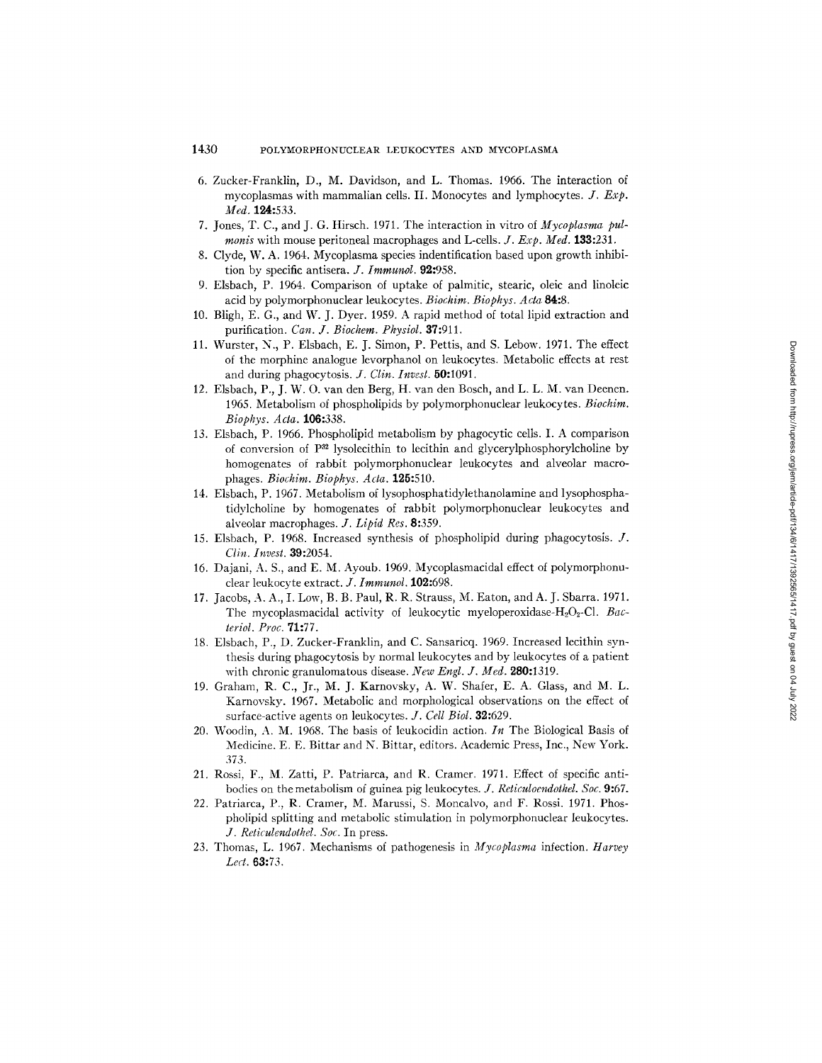6. Zucker-Franklin, D., M. Davidson, and L. Thomas. 1966. The interaction of mycoplasmas with mammalian cells. II. Monocytes and lymphocytes. *J. Exp. Med.* **124:**533.
7. Jones, T. C., and J. G. Hirsch. 1971. The interaction in vitro of *Mycoplasma pulmonis* with mouse peritoneal macrophages and L-cells. *J. Exp. Med.* **133:**231.
8. Clyde, W. A. 1964. Mycoplasma species indentification based upon growth inhibition by specific antisera. *J. Immunol.* **92:**958.
9. Elsbach, P. 1964. Comparison of uptake of palmitic, stearic, oleic and linoleic acid by polymorphonuclear leukocytes. *Biochim. Biophys. Acta* **84:**8.
10. Bligh, E. G., and W. J. Dyer. 1959. A rapid method of total lipid extraction and purification. *Can. J. Biochem. Physiol.* **37:**911.
11. Wurster, N., P. Elsbach, E. J. Simon, P. Pettis, and S. Lebow. 1971. The effect of the morphine analogue levorphanol on leukocytes. Metabolic effects at rest and during phagocytosis. *J. Clin. Invest.* **50:**1091.
12. Elsbach, P., J. W. O. van den Berg, H. van den Bosch, and L. L. M. van Deenen. 1965. Metabolism of phospholipids by polymorphonuclear leukocytes. *Biochim. Biophys. Acta.* **106:**338.
13. Elsbach, P. 1966. Phospholipid metabolism by phagocytic cells. I. A comparison of conversion of $P^{32}$ lysolecithin to lecithin and glycerylphosphorylcholine by homogenates of rabbit polymorphonuclear leukocytes and alveolar macrophages. *Biochim. Biophys. Acta.* **125:**510.
14. Elsbach, P. 1967. Metabolism of lysophosphatidylethanolamine and lysophosphatidylcholine by homogenates of rabbit polymorphonuclear leukocytes and alveolar macrophages. *J. Lipid Res.* **8:**359.
15. Elsbach, P. 1968. Increased synthesis of phospholipid during phagocytosis. *J. Clin. Invest.* **39:**2054.
16. Dajani, A. S., and E. M. Ayoub. 1969. Mycoplasmacidal effect of polymorphonuclear leukocyte extract. *J. Immunol.* **102:**698.
17. Jacobs, A. A., I. Low, B. B. Paul, R. R. Strauss, M. Eaton, and A. J. Sbarra. 1971. The mycoplasmacidal activity of leukocytic myeloperoxidase-$H_2O_2$-Cl. *Bacteriol. Proc.* **71:**77.
18. Elsbach, P., D. Zucker-Franklin, and C. Sansaricq. 1969. Increased lecithin synthesis during phagocytosis by normal leukocytes and by leukocytes of a patient with chronic granulomatous disease. *New Engl. J. Med.* **280:**1319.
19. Graham, R. C., Jr., M. J. Karnovsky, A. W. Shafer, E. A. Glass, and M. L. Karnovsky. 1967. Metabolic and morphological observations on the effect of surface-active agents on leukocytes. *J. Cell Biol.* **32:**629.
20. Woodin, A. M. 1968. The basis of leukocidin action. *In* The Biological Basis of Medicine. E. E. Bittar and N. Bittar, editors. Academic Press, Inc., New York. 373.
21. Rossi, F., M. Zatti, P. Patriarca, and R. Cramer. 1971. Effect of specific antibodies on the metabolism of guinea pig leukocytes. *J. Reticuloendothel. Soc.* **9:**67.
22. Patriarca, P., R. Cramer, M. Marussi, S. Moncalvo, and F. Rossi. 1971. Phospholipid splitting and metabolic stimulation in polymorphonuclear leukocytes. *J. Reticulendothel. Soc.* In press.
23. Thomas, L. 1967. Mechanisms of pathogenesis in *Mycoplasma* infection. *Harvey Lect.* **63:**73.